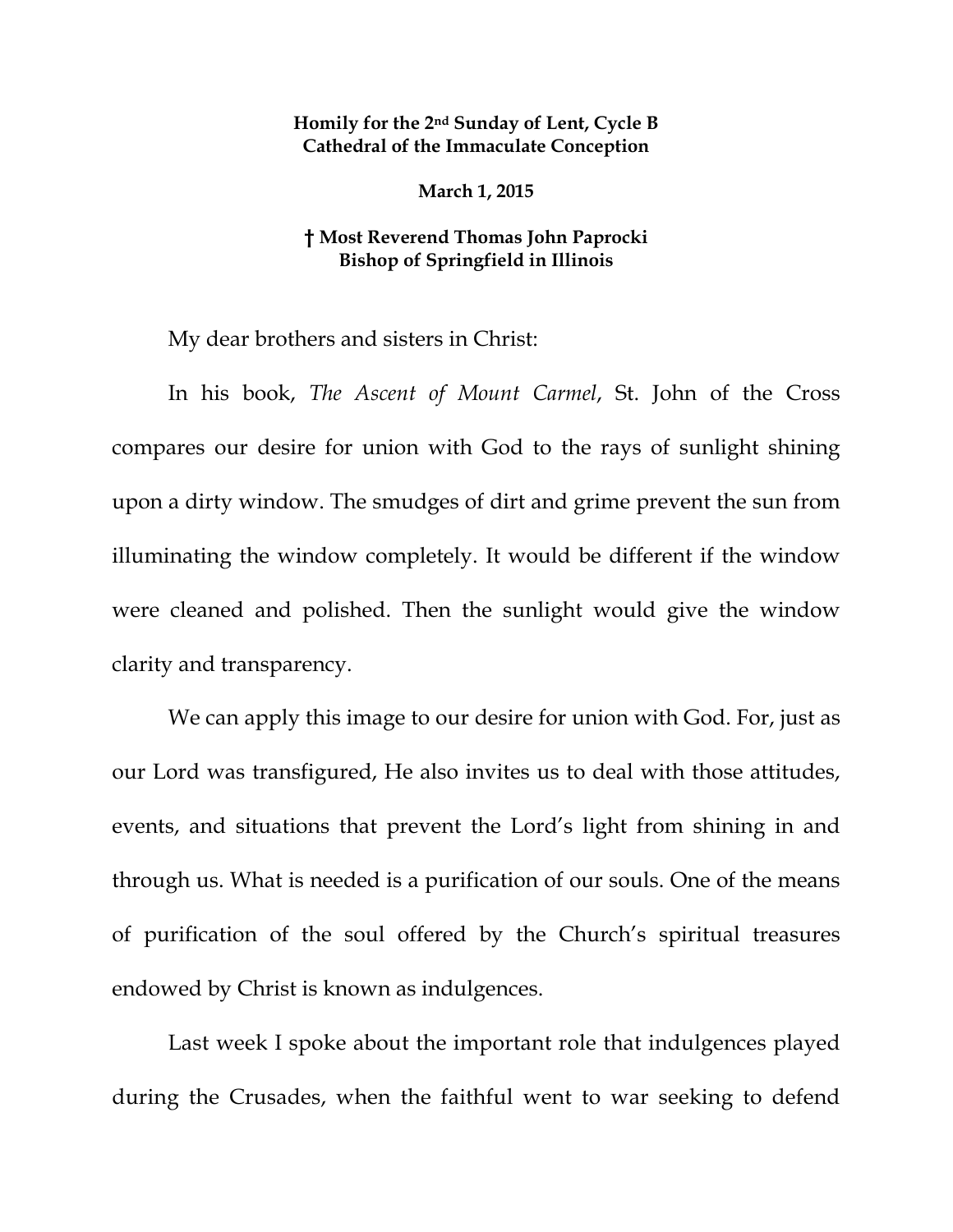**Homily for the 2nd Sunday of Lent, Cycle B**
**Cathedral of the Immaculate Conception**

**March 1, 2015**

**† Most Reverend Thomas John Paprocki**
**Bishop of Springfield in Illinois**

My dear brothers and sisters in Christ:

In his book, *The Ascent of Mount Carmel*, St. John of the Cross compares our desire for union with God to the rays of sunlight shining upon a dirty window. The smudges of dirt and grime prevent the sun from illuminating the window completely. It would be different if the window were cleaned and polished. Then the sunlight would give the window clarity and transparency.

We can apply this image to our desire for union with God. For, just as our Lord was transfigured, He also invites us to deal with those attitudes, events, and situations that prevent the Lord's light from shining in and through us. What is needed is a purification of our souls. One of the means of purification of the soul offered by the Church's spiritual treasures endowed by Christ is known as indulgences.

Last week I spoke about the important role that indulgences played during the Crusades, when the faithful went to war seeking to defend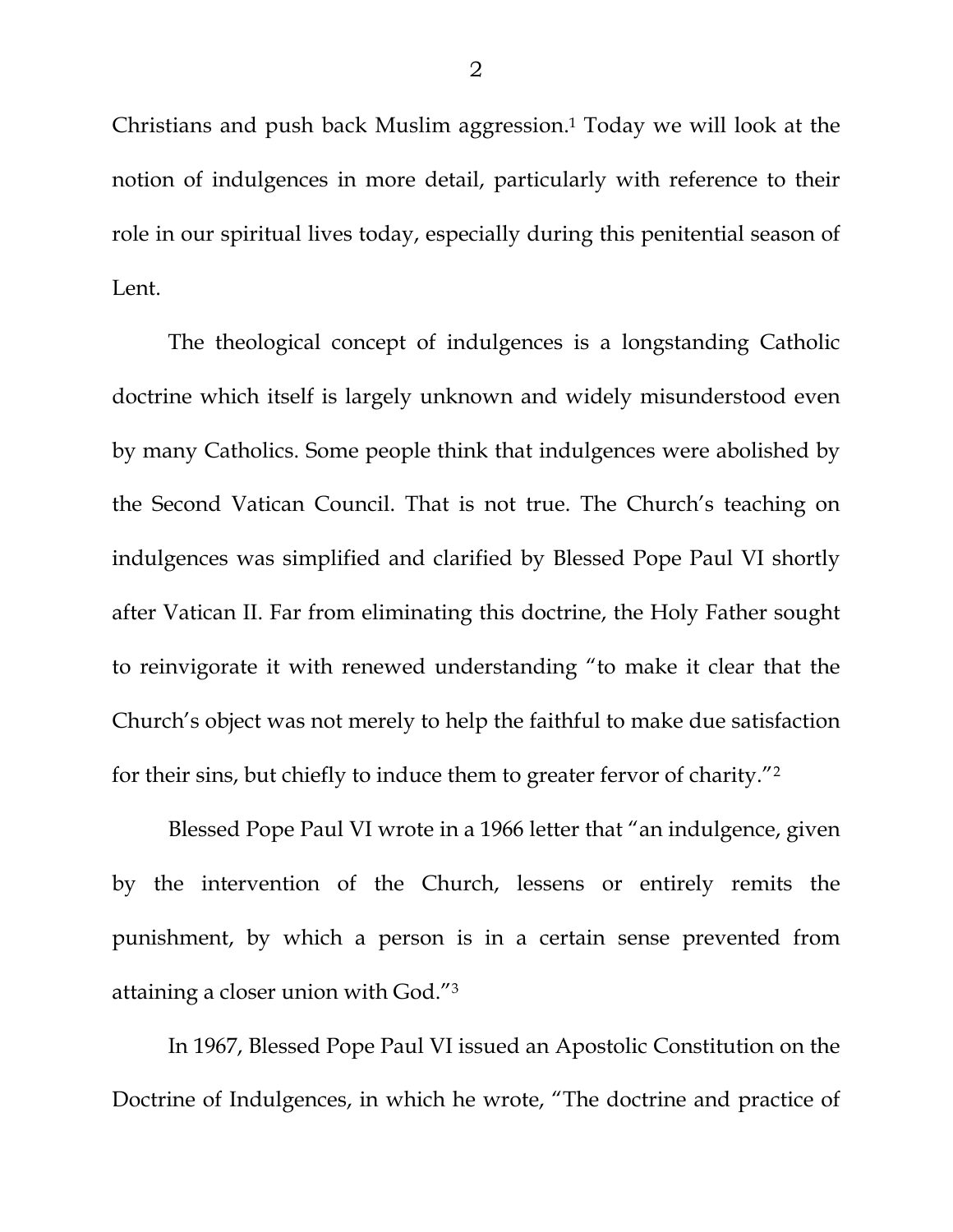Christians and push back Muslim aggression.[1] Today we will look at the notion of indulgences in more detail, particularly with reference to their role in our spiritual lives today, especially during this penitential season of Lent.

The theological concept of indulgences is a longstanding Catholic doctrine which itself is largely unknown and widely misunderstood even by many Catholics. Some people think that indulgences were abolished by the Second Vatican Council. That is not true. The Church's teaching on indulgences was simplified and clarified by Blessed Pope Paul VI shortly after Vatican II. Far from eliminating this doctrine, the Holy Father sought to reinvigorate it with renewed understanding "to make it clear that the Church's object was not merely to help the faithful to make due satisfaction for their sins, but chiefly to induce them to greater fervor of charity."[2]

Blessed Pope Paul VI wrote in a 1966 letter that "an indulgence, given by the intervention of the Church, lessens or entirely remits the punishment, by which a person is in a certain sense prevented from attaining a closer union with God."[3]

In 1967, Blessed Pope Paul VI issued an Apostolic Constitution on the Doctrine of Indulgences, in which he wrote, "The doctrine and practice of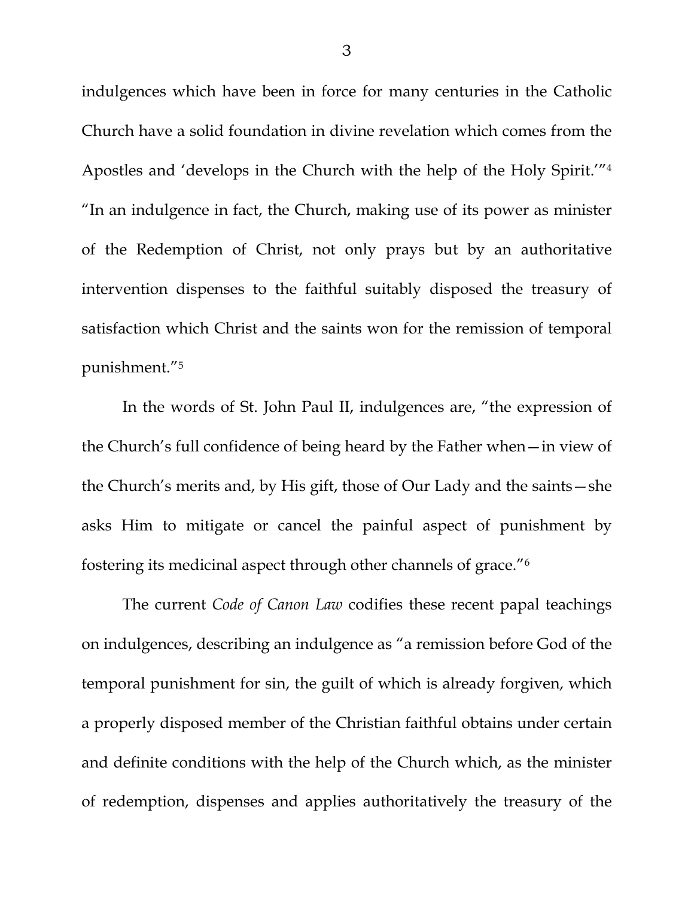indulgences which have been in force for many centuries in the Catholic Church have a solid foundation in divine revelation which comes from the Apostles and 'develops in the Church with the help of the Holy Spirit.'"[4] "In an indulgence in fact, the Church, making use of its power as minister of the Redemption of Christ, not only prays but by an authoritative intervention dispenses to the faithful suitably disposed the treasury of satisfaction which Christ and the saints won for the remission of temporal punishment."[5]

In the words of St. John Paul II, indulgences are, "the expression of the Church's full confidence of being heard by the Father when—in view of the Church's merits and, by His gift, those of Our Lady and the saints—she asks Him to mitigate or cancel the painful aspect of punishment by fostering its medicinal aspect through other channels of grace."[6]

The current *Code of Canon Law* codifies these recent papal teachings on indulgences, describing an indulgence as "a remission before God of the temporal punishment for sin, the guilt of which is already forgiven, which a properly disposed member of the Christian faithful obtains under certain and definite conditions with the help of the Church which, as the minister of redemption, dispenses and applies authoritatively the treasury of the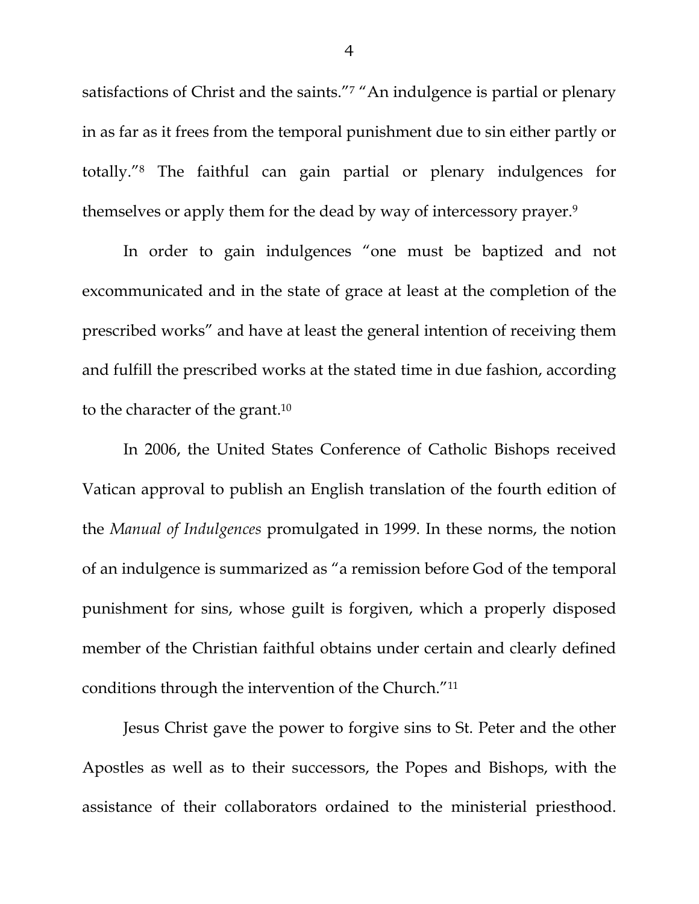satisfactions of Christ and the saints."[7] "An indulgence is partial or plenary in as far as it frees from the temporal punishment due to sin either partly or totally."[8] The faithful can gain partial or plenary indulgences for themselves or apply them for the dead by way of intercessory prayer.[9]

In order to gain indulgences "one must be baptized and not excommunicated and in the state of grace at least at the completion of the prescribed works" and have at least the general intention of receiving them and fulfill the prescribed works at the stated time in due fashion, according to the character of the grant.[10]

In 2006, the United States Conference of Catholic Bishops received Vatican approval to publish an English translation of the fourth edition of the *Manual of Indulgences* promulgated in 1999. In these norms, the notion of an indulgence is summarized as "a remission before God of the temporal punishment for sins, whose guilt is forgiven, which a properly disposed member of the Christian faithful obtains under certain and clearly defined conditions through the intervention of the Church."[11]

Jesus Christ gave the power to forgive sins to St. Peter and the other Apostles as well as to their successors, the Popes and Bishops, with the assistance of their collaborators ordained to the ministerial priesthood.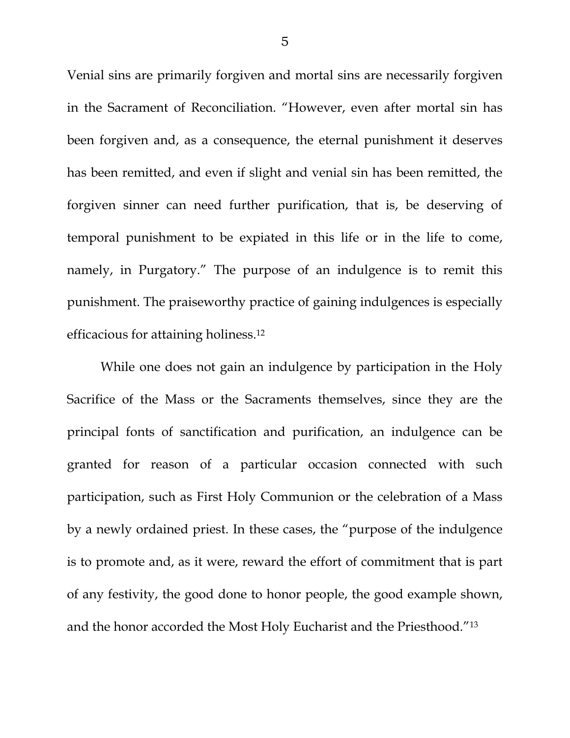Venial sins are primarily forgiven and mortal sins are necessarily forgiven in the Sacrament of Reconciliation. "However, even after mortal sin has been forgiven and, as a consequence, the eternal punishment it deserves has been remitted, and even if slight and venial sin has been remitted, the forgiven sinner can need further purification, that is, be deserving of temporal punishment to be expiated in this life or in the life to come, namely, in Purgatory." The purpose of an indulgence is to remit this punishment. The praiseworthy practice of gaining indulgences is especially efficacious for attaining holiness.[12]

While one does not gain an indulgence by participation in the Holy Sacrifice of the Mass or the Sacraments themselves, since they are the principal fonts of sanctification and purification, an indulgence can be granted for reason of a particular occasion connected with such participation, such as First Holy Communion or the celebration of a Mass by a newly ordained priest. In these cases, the "purpose of the indulgence is to promote and, as it were, reward the effort of commitment that is part of any festivity, the good done to honor people, the good example shown, and the honor accorded the Most Holy Eucharist and the Priesthood."[13]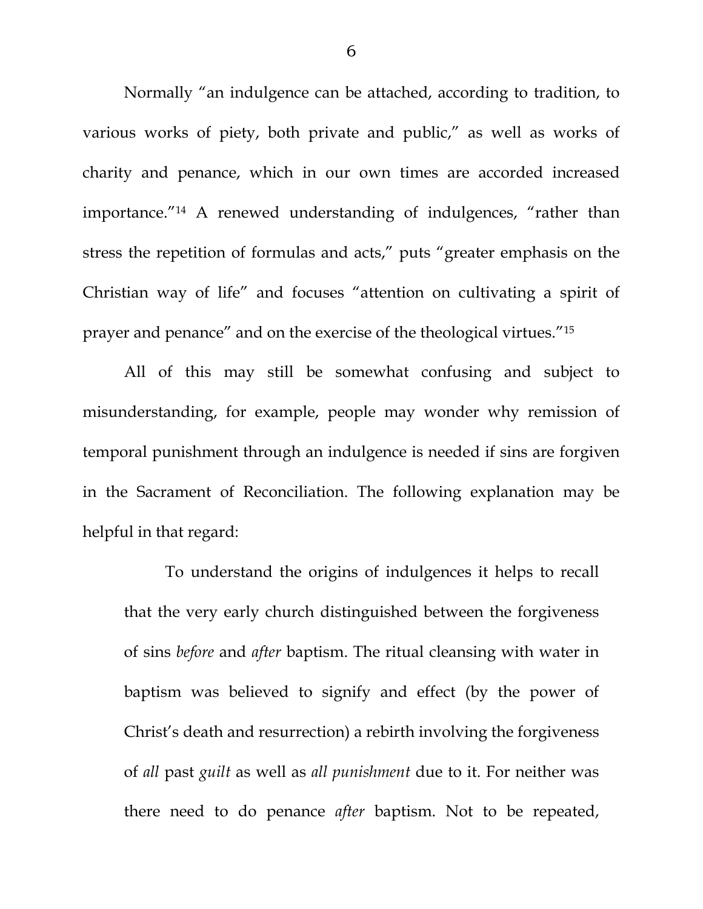Normally "an indulgence can be attached, according to tradition, to various works of piety, both private and public," as well as works of charity and penance, which in our own times are accorded increased importance."[14] A renewed understanding of indulgences, "rather than stress the repetition of formulas and acts," puts "greater emphasis on the Christian way of life" and focuses "attention on cultivating a spirit of prayer and penance" and on the exercise of the theological virtues."[15]

All of this may still be somewhat confusing and subject to misunderstanding, for example, people may wonder why remission of temporal punishment through an indulgence is needed if sins are forgiven in the Sacrament of Reconciliation. The following explanation may be helpful in that regard:

> To understand the origins of indulgences it helps to recall that the very early church distinguished between the forgiveness of sins *before* and *after* baptism. The ritual cleansing with water in baptism was believed to signify and effect (by the power of Christ's death and resurrection) a rebirth involving the forgiveness of *all* past *guilt* as well as *all punishment* due to it. For neither was there need to do penance *after* baptism. Not to be repeated,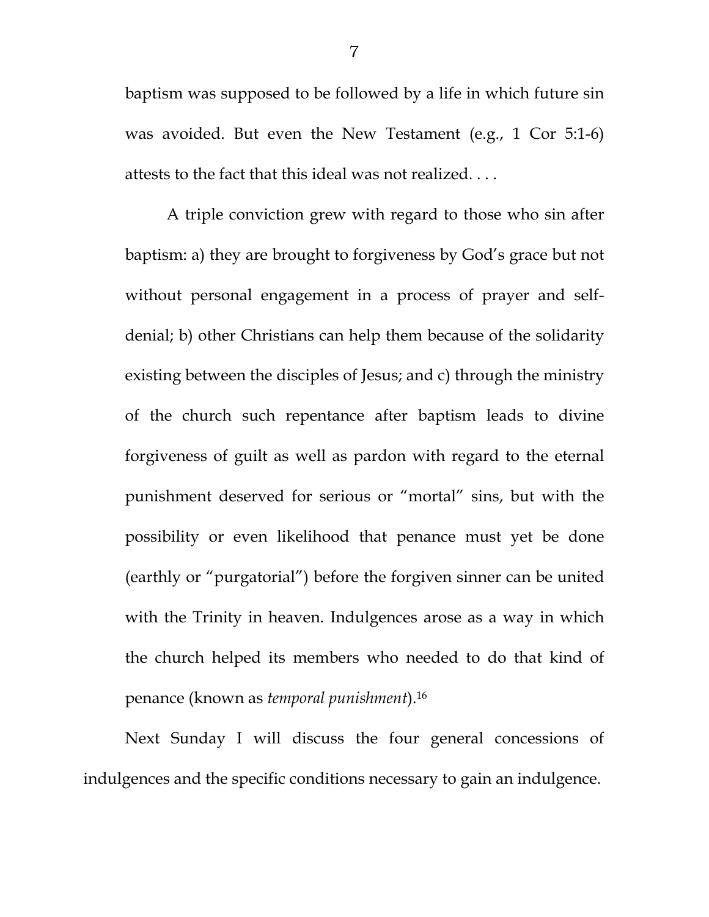baptism was supposed to be followed by a life in which future sin was avoided. But even the New Testament (e.g., 1 Cor 5:1-6) attests to the fact that this ideal was not realized. . . .

A triple conviction grew with regard to those who sin after baptism: a) they are brought to forgiveness by God's grace but not without personal engagement in a process of prayer and self-denial; b) other Christians can help them because of the solidarity existing between the disciples of Jesus; and c) through the ministry of the church such repentance after baptism leads to divine forgiveness of guilt as well as pardon with regard to the eternal punishment deserved for serious or "mortal" sins, but with the possibility or even likelihood that penance must yet be done (earthly or "purgatorial") before the forgiven sinner can be united with the Trinity in heaven. Indulgences arose as a way in which the church helped its members who needed to do that kind of penance (known as *temporal punishment*).[16]

Next Sunday I will discuss the four general concessions of indulgences and the specific conditions necessary to gain an indulgence.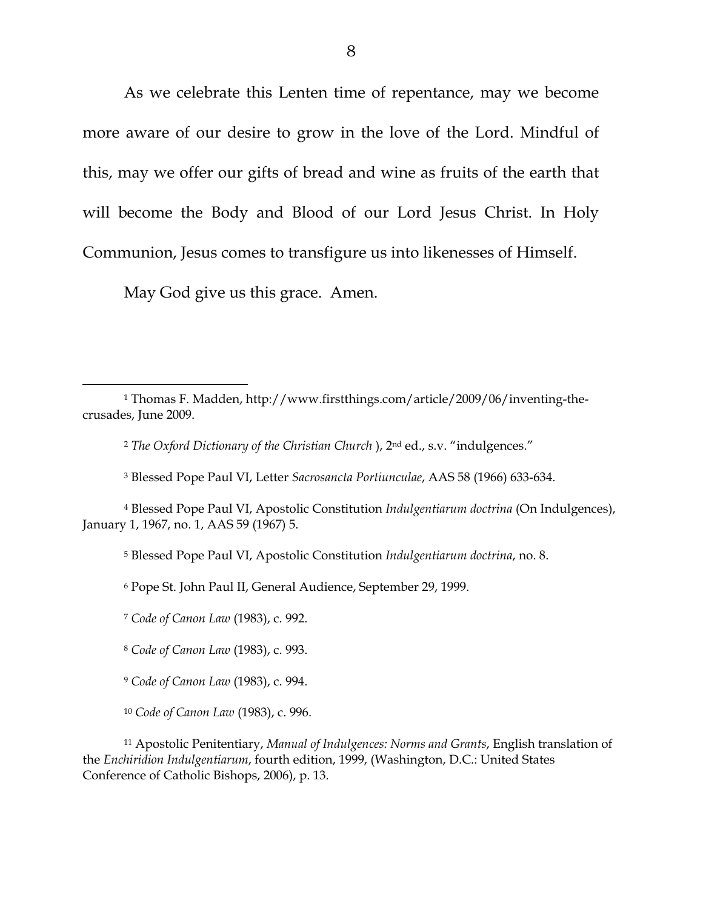As we celebrate this Lenten time of repentance, may we become more aware of our desire to grow in the love of the Lord. Mindful of this, may we offer our gifts of bread and wine as fruits of the earth that will become the Body and Blood of our Lord Jesus Christ. In Holy Communion, Jesus comes to transfigure us into likenesses of Himself.

May God give us this grace. Amen.

---

[1] Thomas F. Madden, http://www.firstthings.com/article/2009/06/inventing-the-crusades, June 2009.

[2] *The Oxford Dictionary of the Christian Church* ), 2nd ed., s.v. "indulgences."

[3] Blessed Pope Paul VI, Letter *Sacrosancta Portiunculae*, AAS 58 (1966) 633-634.

[4] Blessed Pope Paul VI, Apostolic Constitution *Indulgentiarum doctrina* (On Indulgences), January 1, 1967, no. 1, AAS 59 (1967) 5.

[5] Blessed Pope Paul VI, Apostolic Constitution *Indulgentiarum doctrina*, no. 8.

[6] Pope St. John Paul II, General Audience, September 29, 1999.

[7] *Code of Canon Law* (1983), c. 992.

[8] *Code of Canon Law* (1983), c. 993.

[9] *Code of Canon Law* (1983), c. 994.

[10] *Code of Canon Law* (1983), c. 996.

[11] Apostolic Penitentiary, *Manual of Indulgences: Norms and Grants*, English translation of the *Enchiridion Indulgentiarum*, fourth edition, 1999, (Washington, D.C.: United States Conference of Catholic Bishops, 2006), p. 13.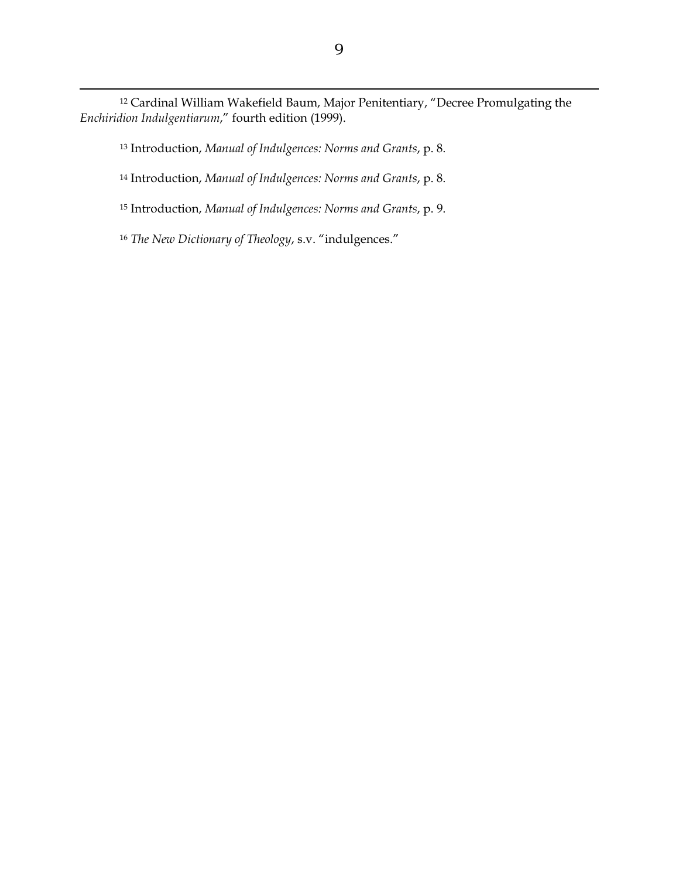[12] Cardinal William Wakefield Baum, Major Penitentiary, "Decree Promulgating the *Enchiridion Indulgentiarum*," fourth edition (1999).

[13] Introduction, *Manual of Indulgences: Norms and Grants*, p. 8.

[14] Introduction, *Manual of Indulgences: Norms and Grants*, p. 8.

[15] Introduction, *Manual of Indulgences: Norms and Grants*, p. 9.

[16] *The New Dictionary of Theology*, s.v. "indulgences."